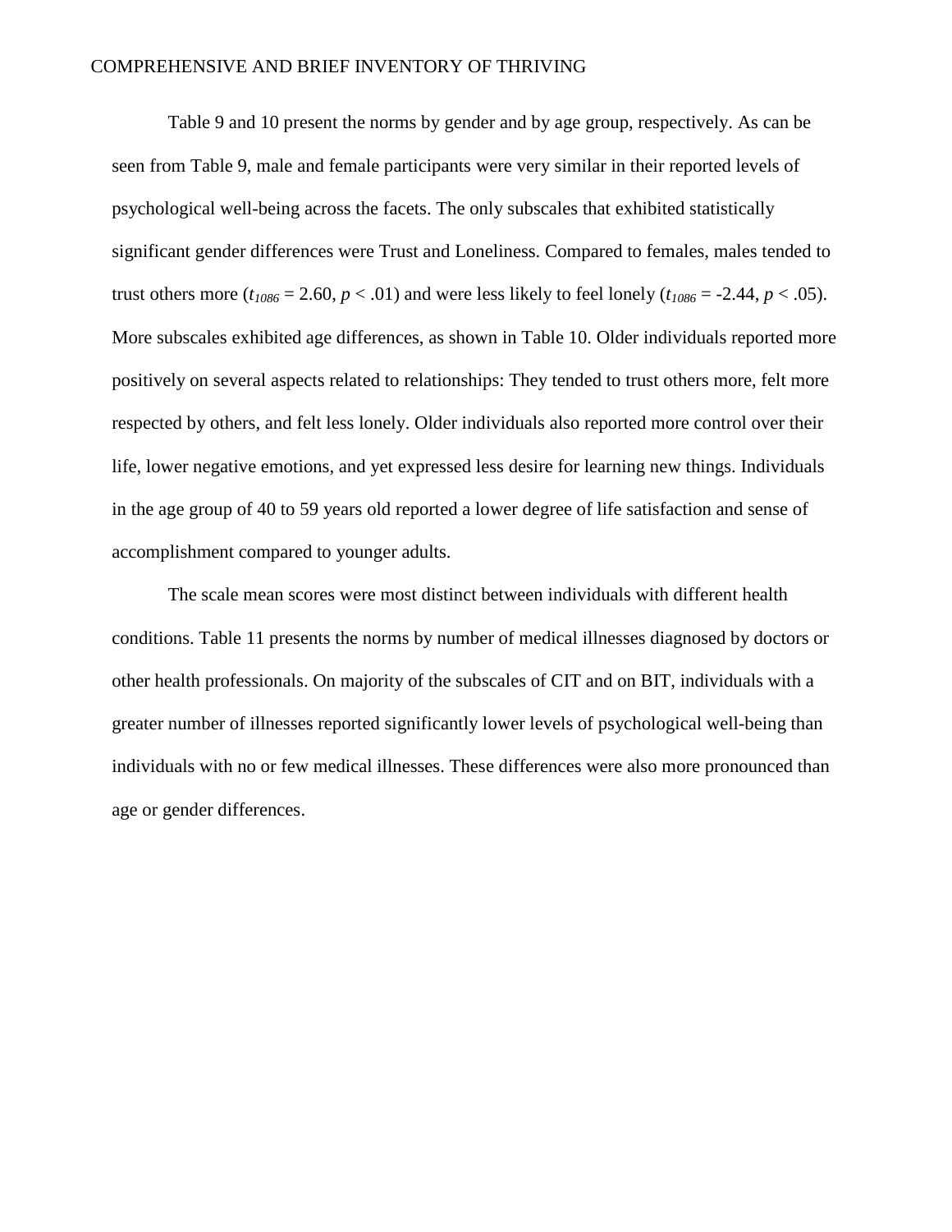Table 9 and 10 present the norms by gender and by age group, respectively. As can be seen from Table 9, male and female participants were very similar in their reported levels of psychological well-being across the facets. The only subscales that exhibited statistically significant gender differences were Trust and Loneliness. Compared to females, males tended to trust others more ($t_{1086} = 2.60$, $p < .01$) and were less likely to feel lonely ($t_{1086} = -2.44$, $p < .05$). More subscales exhibited age differences, as shown in Table 10. Older individuals reported more positively on several aspects related to relationships: They tended to trust others more, felt more respected by others, and felt less lonely. Older individuals also reported more control over their life, lower negative emotions, and yet expressed less desire for learning new things. Individuals in the age group of 40 to 59 years old reported a lower degree of life satisfaction and sense of accomplishment compared to younger adults.

The scale mean scores were most distinct between individuals with different health conditions. Table 11 presents the norms by number of medical illnesses diagnosed by doctors or other health professionals. On majority of the subscales of CIT and on BIT, individuals with a greater number of illnesses reported significantly lower levels of psychological well-being than individuals with no or few medical illnesses. These differences were also more pronounced than age or gender differences.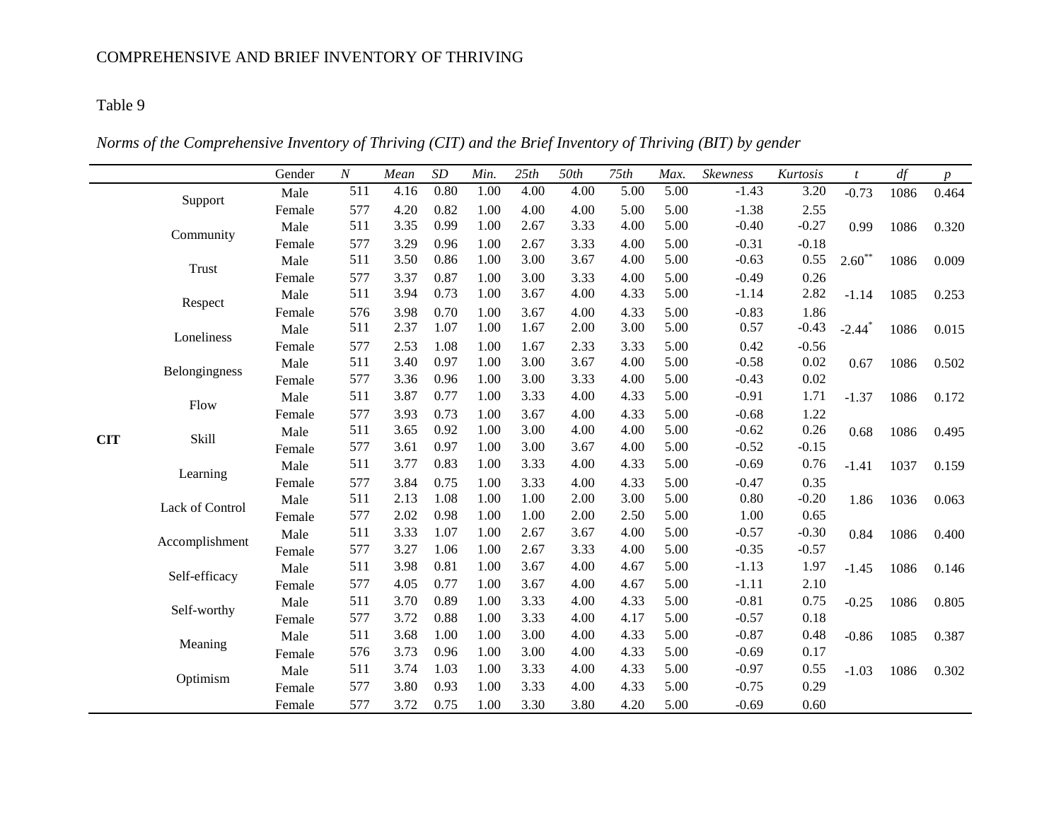Table 9

*Norms of the Comprehensive Inventory of Thriving (CIT) and the Brief Inventory of Thriving (BIT) by gender*

| | | Gender | *N* | *Mean* | *SD* | *Min.* | *25th* | *50th* | *75th* | *Max.* | *Skewness* | *Kurtosis* | *t* | *df* | *p* |
|---|---|---|---|---|---|---|---|---|---|---|---|---|---|---|---|
| **CIT** | Support | Male | 511 | 4.16 | 0.80 | 1.00 | 4.00 | 4.00 | 5.00 | 5.00 | -1.43 | 3.20 | -0.73 | 1086 | 0.464 |
| | | Female | 577 | 4.20 | 0.82 | 1.00 | 4.00 | 4.00 | 5.00 | 5.00 | -1.38 | 2.55 | | | |
| | Community | Male | 511 | 3.35 | 0.99 | 1.00 | 2.67 | 3.33 | 4.00 | 5.00 | -0.40 | -0.27 | 0.99 | 1086 | 0.320 |
| | | Female | 577 | 3.29 | 0.96 | 1.00 | 2.67 | 3.33 | 4.00 | 5.00 | -0.31 | -0.18 | | | |
| | Trust | Male | 511 | 3.50 | 0.86 | 1.00 | 3.00 | 3.67 | 4.00 | 5.00 | -0.63 | 0.55 | 2.60** | 1086 | 0.009 |
| | | Female | 577 | 3.37 | 0.87 | 1.00 | 3.00 | 3.33 | 4.00 | 5.00 | -0.49 | 0.26 | | | |
| | Respect | Male | 511 | 3.94 | 0.73 | 1.00 | 3.67 | 4.00 | 4.33 | 5.00 | -1.14 | 2.82 | -1.14 | 1085 | 0.253 |
| | | Female | 576 | 3.98 | 0.70 | 1.00 | 3.67 | 4.00 | 4.33 | 5.00 | -0.83 | 1.86 | | | |
| | Loneliness | Male | 511 | 2.37 | 1.07 | 1.00 | 1.67 | 2.00 | 3.00 | 5.00 | 0.57 | -0.43 | -2.44* | 1086 | 0.015 |
| | | Female | 577 | 2.53 | 1.08 | 1.00 | 1.67 | 2.33 | 3.33 | 5.00 | 0.42 | -0.56 | | | |
| | Belongingness | Male | 511 | 3.40 | 0.97 | 1.00 | 3.00 | 3.67 | 4.00 | 5.00 | -0.58 | 0.02 | 0.67 | 1086 | 0.502 |
| | | Female | 577 | 3.36 | 0.96 | 1.00 | 3.00 | 3.33 | 4.00 | 5.00 | -0.43 | 0.02 | | | |
| | Flow | Male | 511 | 3.87 | 0.77 | 1.00 | 3.33 | 4.00 | 4.33 | 5.00 | -0.91 | 1.71 | -1.37 | 1086 | 0.172 |
| | | Female | 577 | 3.93 | 0.73 | 1.00 | 3.67 | 4.00 | 4.33 | 5.00 | -0.68 | 1.22 | | | |
| | Skill | Male | 511 | 3.65 | 0.92 | 1.00 | 3.00 | 4.00 | 4.00 | 5.00 | -0.62 | 0.26 | 0.68 | 1086 | 0.495 |
| | | Female | 577 | 3.61 | 0.97 | 1.00 | 3.00 | 3.67 | 4.00 | 5.00 | -0.52 | -0.15 | | | |
| | Learning | Male | 511 | 3.77 | 0.83 | 1.00 | 3.33 | 4.00 | 4.33 | 5.00 | -0.69 | 0.76 | -1.41 | 1037 | 0.159 |
| | | Female | 577 | 3.84 | 0.75 | 1.00 | 3.33 | 4.00 | 4.33 | 5.00 | -0.47 | 0.35 | | | |
| | Lack of Control | Male | 511 | 2.13 | 1.08 | 1.00 | 1.00 | 2.00 | 3.00 | 5.00 | 0.80 | -0.20 | 1.86 | 1036 | 0.063 |
| | | Female | 577 | 2.02 | 0.98 | 1.00 | 1.00 | 2.00 | 2.50 | 5.00 | 1.00 | 0.65 | | | |
| | Accomplishment | Male | 511 | 3.33 | 1.07 | 1.00 | 2.67 | 3.67 | 4.00 | 5.00 | -0.57 | -0.30 | 0.84 | 1086 | 0.400 |
| | | Female | 577 | 3.27 | 1.06 | 1.00 | 2.67 | 3.33 | 4.00 | 5.00 | -0.35 | -0.57 | | | |
| | Self-efficacy | Male | 511 | 3.98 | 0.81 | 1.00 | 3.67 | 4.00 | 4.67 | 5.00 | -1.13 | 1.97 | -1.45 | 1086 | 0.146 |
| | | Female | 577 | 4.05 | 0.77 | 1.00 | 3.67 | 4.00 | 4.67 | 5.00 | -1.11 | 2.10 | | | |
| | Self-worthy | Male | 511 | 3.70 | 0.89 | 1.00 | 3.33 | 4.00 | 4.33 | 5.00 | -0.81 | 0.75 | -0.25 | 1086 | 0.805 |
| | | Female | 577 | 3.72 | 0.88 | 1.00 | 3.33 | 4.00 | 4.17 | 5.00 | -0.57 | 0.18 | | | |
| | Meaning | Male | 511 | 3.68 | 1.00 | 1.00 | 3.00 | 4.00 | 4.33 | 5.00 | -0.87 | 0.48 | -0.86 | 1085 | 0.387 |
| | | Female | 576 | 3.73 | 0.96 | 1.00 | 3.00 | 4.00 | 4.33 | 5.00 | -0.69 | 0.17 | | | |
| | Optimism | Male | 511 | 3.74 | 1.03 | 1.00 | 3.33 | 4.00 | 4.33 | 5.00 | -0.97 | 0.55 | -1.03 | 1086 | 0.302 |
| | | Female | 577 | 3.80 | 0.93 | 1.00 | 3.33 | 4.00 | 4.33 | 5.00 | -0.75 | 0.29 | | | |
| | | Female | 577 | 3.72 | 0.75 | 1.00 | 3.30 | 3.80 | 4.20 | 5.00 | -0.69 | 0.60 | | | |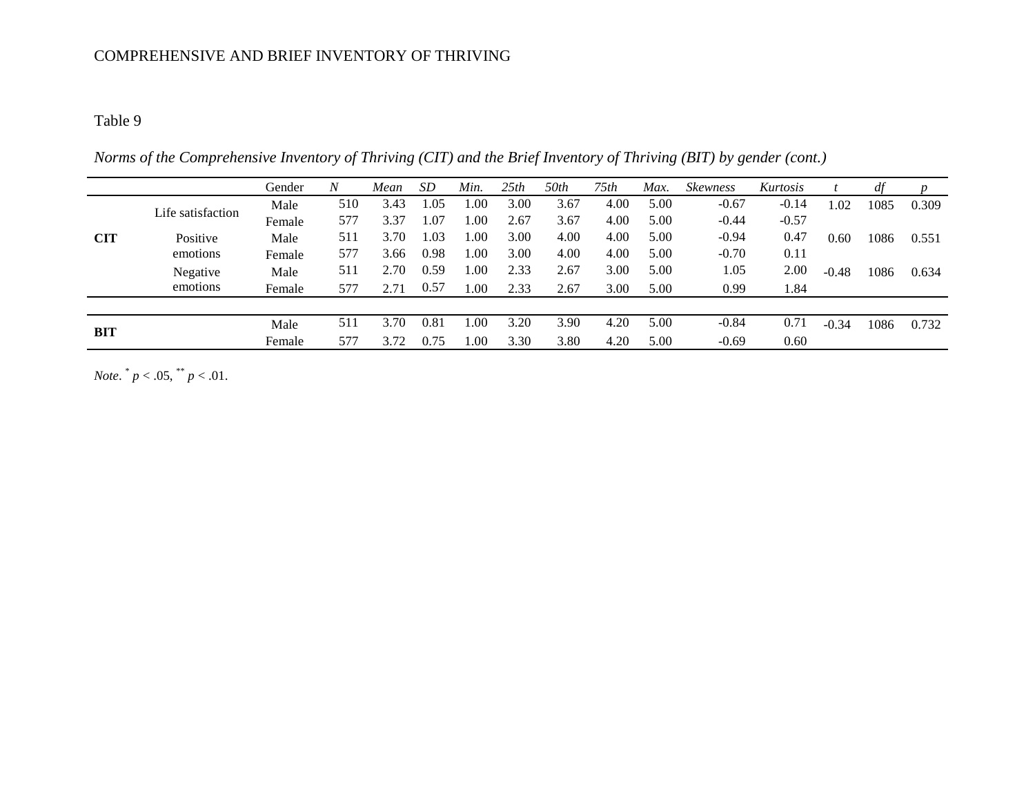Table 9

*Norms of the Comprehensive Inventory of Thriving (CIT) and the Brief Inventory of Thriving (BIT) by gender (cont.)*

| | | Gender | *N* | *Mean* | *SD* | *Min.* | *25th* | *50th* | *75th* | *Max.* | *Skewness* | *Kurtosis* | *t* | *df* | *p* |
|---|---|---|---|---|---|---|---|---|---|---|---|---|---|---|---|
| **CIT** | Life satisfaction | Male | 510 | 3.43 | 1.05 | 1.00 | 3.00 | 3.67 | 4.00 | 5.00 | -0.67 | -0.14 | 1.02 | 1085 | 0.309 |
| | | Female | 577 | 3.37 | 1.07 | 1.00 | 2.67 | 3.67 | 4.00 | 5.00 | -0.44 | -0.57 | | | |
| | Positive emotions | Male | 511 | 3.70 | 1.03 | 1.00 | 3.00 | 4.00 | 4.00 | 5.00 | -0.94 | 0.47 | 0.60 | 1086 | 0.551 |
| | | Female | 577 | 3.66 | 0.98 | 1.00 | 3.00 | 4.00 | 4.00 | 5.00 | -0.70 | 0.11 | | | |
| | Negative emotions | Male | 511 | 2.70 | 0.59 | 1.00 | 2.33 | 2.67 | 3.00 | 5.00 | 1.05 | 2.00 | -0.48 | 1086 | 0.634 |
| | | Female | 577 | 2.71 | 0.57 | 1.00 | 2.33 | 2.67 | 3.00 | 5.00 | 0.99 | 1.84 | | | |
| **BIT** | | Male | 511 | 3.70 | 0.81 | 1.00 | 3.20 | 3.90 | 4.20 | 5.00 | -0.84 | 0.71 | -0.34 | 1086 | 0.732 |
| | | Female | 577 | 3.72 | 0.75 | 1.00 | 3.30 | 3.80 | 4.20 | 5.00 | -0.69 | 0.60 | | | |

*Note*. $^{*}$ $p < .05$, $^{**}$ $p < .01$.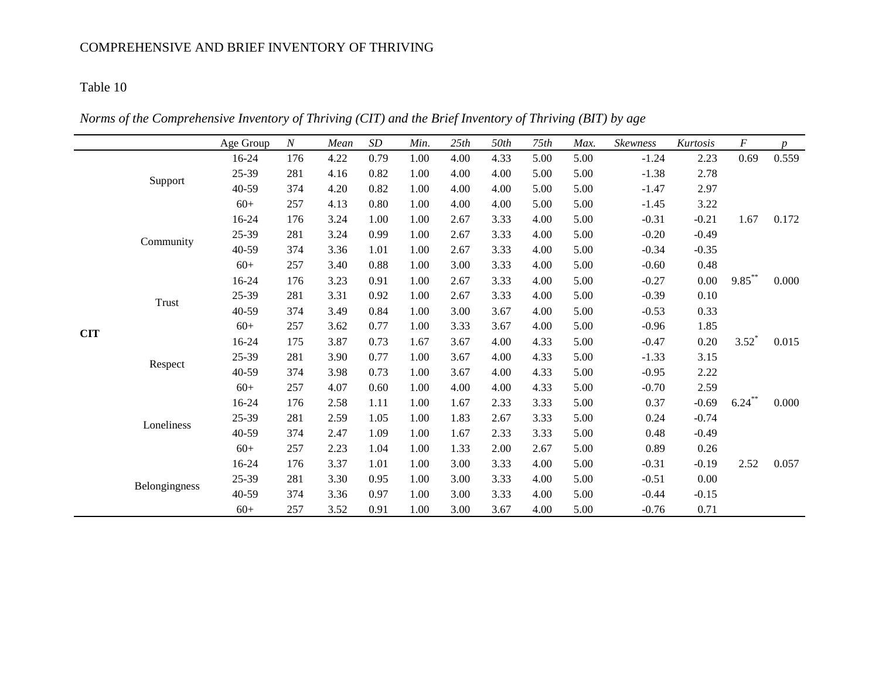Table 10

*Norms of the Comprehensive Inventory of Thriving (CIT) and the Brief Inventory of Thriving (BIT) by age*

| | | Age Group | *N* | *Mean* | *SD* | *Min.* | *25th* | *50th* | *75th* | *Max.* | *Skewness* | *Kurtosis* | *F* | *p* |
|---|---|---|---|---|---|---|---|---|---|---|---|---|---|---|
| **CIT** | Support | 16-24 | 176 | 4.22 | 0.79 | 1.00 | 4.00 | 4.33 | 5.00 | 5.00 | -1.24 | 2.23 | 0.69 | 0.559 |
| | | 25-39 | 281 | 4.16 | 0.82 | 1.00 | 4.00 | 4.00 | 5.00 | 5.00 | -1.38 | 2.78 | | |
| | | 40-59 | 374 | 4.20 | 0.82 | 1.00 | 4.00 | 4.00 | 5.00 | 5.00 | -1.47 | 2.97 | | |
| | | 60+ | 257 | 4.13 | 0.80 | 1.00 | 4.00 | 4.00 | 5.00 | 5.00 | -1.45 | 3.22 | | |
| | Community | 16-24 | 176 | 3.24 | 1.00 | 1.00 | 2.67 | 3.33 | 4.00 | 5.00 | -0.31 | -0.21 | 1.67 | 0.172 |
| | | 25-39 | 281 | 3.24 | 0.99 | 1.00 | 2.67 | 3.33 | 4.00 | 5.00 | -0.20 | -0.49 | | |
| | | 40-59 | 374 | 3.36 | 1.01 | 1.00 | 2.67 | 3.33 | 4.00 | 5.00 | -0.34 | -0.35 | | |
| | | 60+ | 257 | 3.40 | 0.88 | 1.00 | 3.00 | 3.33 | 4.00 | 5.00 | -0.60 | 0.48 | | |
| | Trust | 16-24 | 176 | 3.23 | 0.91 | 1.00 | 2.67 | 3.33 | 4.00 | 5.00 | -0.27 | 0.00 | 9.85** | 0.000 |
| | | 25-39 | 281 | 3.31 | 0.92 | 1.00 | 2.67 | 3.33 | 4.00 | 5.00 | -0.39 | 0.10 | | |
| | | 40-59 | 374 | 3.49 | 0.84 | 1.00 | 3.00 | 3.67 | 4.00 | 5.00 | -0.53 | 0.33 | | |
| | | 60+ | 257 | 3.62 | 0.77 | 1.00 | 3.33 | 3.67 | 4.00 | 5.00 | -0.96 | 1.85 | | |
| | Respect | 16-24 | 175 | 3.87 | 0.73 | 1.67 | 3.67 | 4.00 | 4.33 | 5.00 | -0.47 | 0.20 | 3.52* | 0.015 |
| | | 25-39 | 281 | 3.90 | 0.77 | 1.00 | 3.67 | 4.00 | 4.33 | 5.00 | -1.33 | 3.15 | | |
| | | 40-59 | 374 | 3.98 | 0.73 | 1.00 | 3.67 | 4.00 | 4.33 | 5.00 | -0.95 | 2.22 | | |
| | | 60+ | 257 | 4.07 | 0.60 | 1.00 | 4.00 | 4.00 | 4.33 | 5.00 | -0.70 | 2.59 | | |
| | Loneliness | 16-24 | 176 | 2.58 | 1.11 | 1.00 | 1.67 | 2.33 | 3.33 | 5.00 | 0.37 | -0.69 | 6.24** | 0.000 |
| | | 25-39 | 281 | 2.59 | 1.05 | 1.00 | 1.83 | 2.67 | 3.33 | 5.00 | 0.24 | -0.74 | | |
| | | 40-59 | 374 | 2.47 | 1.09 | 1.00 | 1.67 | 2.33 | 3.33 | 5.00 | 0.48 | -0.49 | | |
| | | 60+ | 257 | 2.23 | 1.04 | 1.00 | 1.33 | 2.00 | 2.67 | 5.00 | 0.89 | 0.26 | | |
| | Belongingness | 16-24 | 176 | 3.37 | 1.01 | 1.00 | 3.00 | 3.33 | 4.00 | 5.00 | -0.31 | -0.19 | 2.52 | 0.057 |
| | | 25-39 | 281 | 3.30 | 0.95 | 1.00 | 3.00 | 3.33 | 4.00 | 5.00 | -0.51 | 0.00 | | |
| | | 40-59 | 374 | 3.36 | 0.97 | 1.00 | 3.00 | 3.33 | 4.00 | 5.00 | -0.44 | -0.15 | | |
| | | 60+ | 257 | 3.52 | 0.91 | 1.00 | 3.00 | 3.67 | 4.00 | 5.00 | -0.76 | 0.71 | | |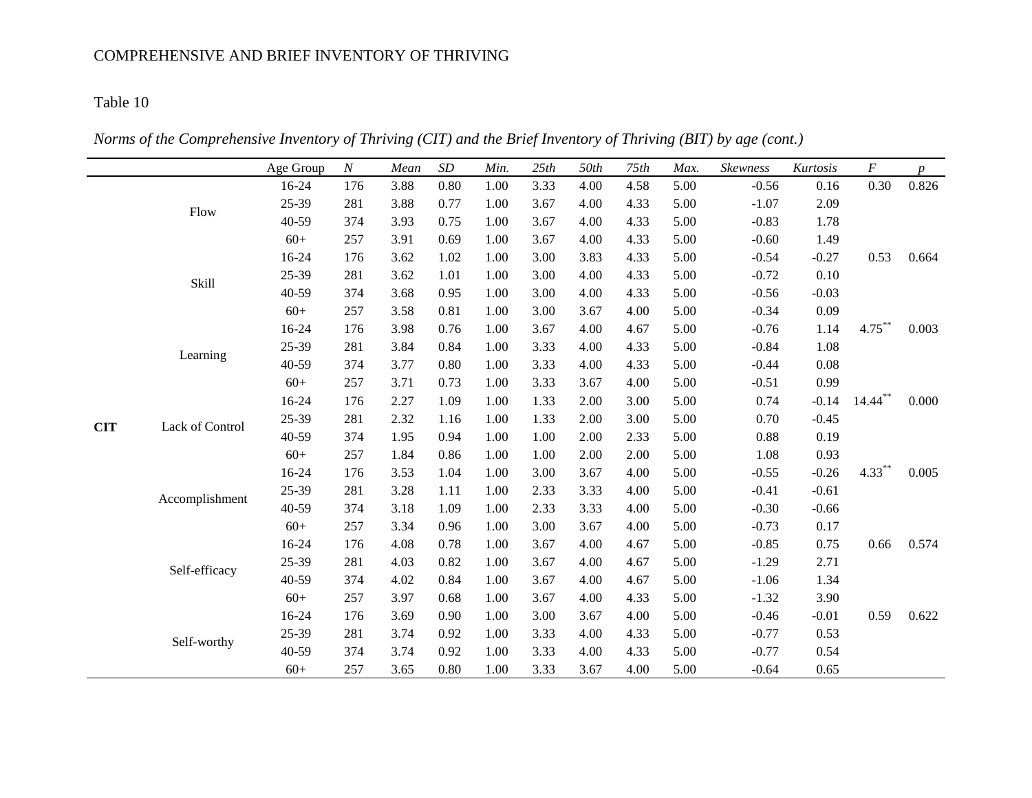Table 10

*Norms of the Comprehensive Inventory of Thriving (CIT) and the Brief Inventory of Thriving (BIT) by age (cont.)*

| | | Age Group | *N* | *Mean* | *SD* | *Min.* | *25th* | *50th* | *75th* | *Max.* | *Skewness* | *Kurtosis* | *F* | *p* |
|---|---|---|---|---|---|---|---|---|---|---|---|---|---|---|
| **CIT** | Flow | 16-24 | 176 | 3.88 | 0.80 | 1.00 | 3.33 | 4.00 | 4.58 | 5.00 | -0.56 | 0.16 | 0.30 | 0.826 |
| | | 25-39 | 281 | 3.88 | 0.77 | 1.00 | 3.67 | 4.00 | 4.33 | 5.00 | -1.07 | 2.09 | | |
| | | 40-59 | 374 | 3.93 | 0.75 | 1.00 | 3.67 | 4.00 | 4.33 | 5.00 | -0.83 | 1.78 | | |
| | | 60+ | 257 | 3.91 | 0.69 | 1.00 | 3.67 | 4.00 | 4.33 | 5.00 | -0.60 | 1.49 | | |
| | Skill | 16-24 | 176 | 3.62 | 1.02 | 1.00 | 3.00 | 3.83 | 4.33 | 5.00 | -0.54 | -0.27 | 0.53 | 0.664 |
| | | 25-39 | 281 | 3.62 | 1.01 | 1.00 | 3.00 | 4.00 | 4.33 | 5.00 | -0.72 | 0.10 | | |
| | | 40-59 | 374 | 3.68 | 0.95 | 1.00 | 3.00 | 4.00 | 4.33 | 5.00 | -0.56 | -0.03 | | |
| | | 60+ | 257 | 3.58 | 0.81 | 1.00 | 3.00 | 3.67 | 4.00 | 5.00 | -0.34 | 0.09 | | |
| | Learning | 16-24 | 176 | 3.98 | 0.76 | 1.00 | 3.67 | 4.00 | 4.67 | 5.00 | -0.76 | 1.14 | 4.75** | 0.003 |
| | | 25-39 | 281 | 3.84 | 0.84 | 1.00 | 3.33 | 4.00 | 4.33 | 5.00 | -0.84 | 1.08 | | |
| | | 40-59 | 374 | 3.77 | 0.80 | 1.00 | 3.33 | 4.00 | 4.33 | 5.00 | -0.44 | 0.08 | | |
| | | 60+ | 257 | 3.71 | 0.73 | 1.00 | 3.33 | 3.67 | 4.00 | 5.00 | -0.51 | 0.99 | | |
| | Lack of Control | 16-24 | 176 | 2.27 | 1.09 | 1.00 | 1.33 | 2.00 | 3.00 | 5.00 | 0.74 | -0.14 | 14.44** | 0.000 |
| | | 25-39 | 281 | 2.32 | 1.16 | 1.00 | 1.33 | 2.00 | 3.00 | 5.00 | 0.70 | -0.45 | | |
| | | 40-59 | 374 | 1.95 | 0.94 | 1.00 | 1.00 | 2.00 | 2.33 | 5.00 | 0.88 | 0.19 | | |
| | | 60+ | 257 | 1.84 | 0.86 | 1.00 | 1.00 | 2.00 | 2.00 | 5.00 | 1.08 | 0.93 | | |
| | Accomplishment | 16-24 | 176 | 3.53 | 1.04 | 1.00 | 3.00 | 3.67 | 4.00 | 5.00 | -0.55 | -0.26 | 4.33** | 0.005 |
| | | 25-39 | 281 | 3.28 | 1.11 | 1.00 | 2.33 | 3.33 | 4.00 | 5.00 | -0.41 | -0.61 | | |
| | | 40-59 | 374 | 3.18 | 1.09 | 1.00 | 2.33 | 3.33 | 4.00 | 5.00 | -0.30 | -0.66 | | |
| | | 60+ | 257 | 3.34 | 0.96 | 1.00 | 3.00 | 3.67 | 4.00 | 5.00 | -0.73 | 0.17 | | |
| | Self-efficacy | 16-24 | 176 | 4.08 | 0.78 | 1.00 | 3.67 | 4.00 | 4.67 | 5.00 | -0.85 | 0.75 | 0.66 | 0.574 |
| | | 25-39 | 281 | 4.03 | 0.82 | 1.00 | 3.67 | 4.00 | 4.67 | 5.00 | -1.29 | 2.71 | | |
| | | 40-59 | 374 | 4.02 | 0.84 | 1.00 | 3.67 | 4.00 | 4.67 | 5.00 | -1.06 | 1.34 | | |
| | | 60+ | 257 | 3.97 | 0.68 | 1.00 | 3.67 | 4.00 | 4.33 | 5.00 | -1.32 | 3.90 | | |
| | Self-worthy | 16-24 | 176 | 3.69 | 0.90 | 1.00 | 3.00 | 3.67 | 4.00 | 5.00 | -0.46 | -0.01 | 0.59 | 0.622 |
| | | 25-39 | 281 | 3.74 | 0.92 | 1.00 | 3.33 | 4.00 | 4.33 | 5.00 | -0.77 | 0.53 | | |
| | | 40-59 | 374 | 3.74 | 0.92 | 1.00 | 3.33 | 4.00 | 4.33 | 5.00 | -0.77 | 0.54 | | |
| | | 60+ | 257 | 3.65 | 0.80 | 1.00 | 3.33 | 3.67 | 4.00 | 5.00 | -0.64 | 0.65 | | |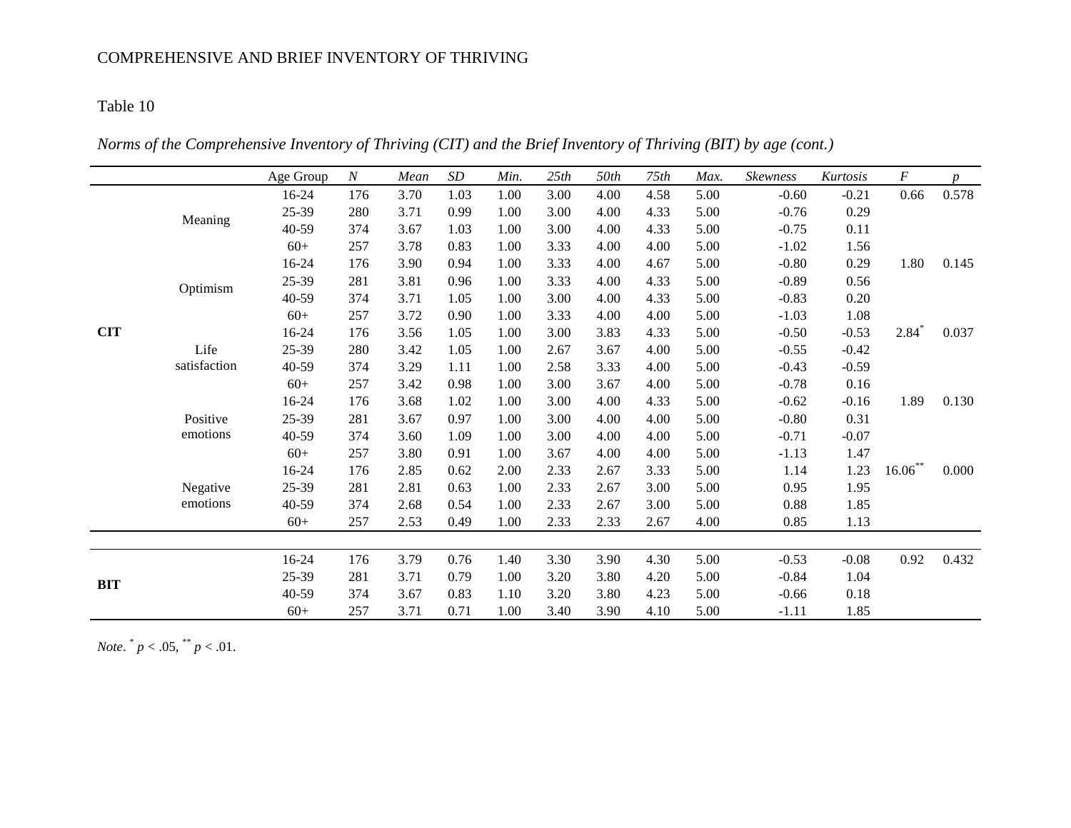Table 10

*Norms of the Comprehensive Inventory of Thriving (CIT) and the Brief Inventory of Thriving (BIT) by age (cont.)*

| | | Age Group | *N* | *Mean* | *SD* | *Min.* | *25th* | *50th* | *75th* | *Max.* | *Skewness* | *Kurtosis* | *F* | *p* |
|---|---|---|---|---|---|---|---|---|---|---|---|---|---|---|
| **CIT** | Meaning | 16-24 | 176 | 3.70 | 1.03 | 1.00 | 3.00 | 4.00 | 4.58 | 5.00 | -0.60 | -0.21 | 0.66 | 0.578 |
| | | 25-39 | 280 | 3.71 | 0.99 | 1.00 | 3.00 | 4.00 | 4.33 | 5.00 | -0.76 | 0.29 | | |
| | | 40-59 | 374 | 3.67 | 1.03 | 1.00 | 3.00 | 4.00 | 4.33 | 5.00 | -0.75 | 0.11 | | |
| | | 60+ | 257 | 3.78 | 0.83 | 1.00 | 3.33 | 4.00 | 4.00 | 5.00 | -1.02 | 1.56 | | |
| | Optimism | 16-24 | 176 | 3.90 | 0.94 | 1.00 | 3.33 | 4.00 | 4.67 | 5.00 | -0.80 | 0.29 | 1.80 | 0.145 |
| | | 25-39 | 281 | 3.81 | 0.96 | 1.00 | 3.33 | 4.00 | 4.33 | 5.00 | -0.89 | 0.56 | | |
| | | 40-59 | 374 | 3.71 | 1.05 | 1.00 | 3.00 | 4.00 | 4.33 | 5.00 | -0.83 | 0.20 | | |
| | | 60+ | 257 | 3.72 | 0.90 | 1.00 | 3.33 | 4.00 | 4.00 | 5.00 | -1.03 | 1.08 | | |
| | Life satisfaction | 16-24 | 176 | 3.56 | 1.05 | 1.00 | 3.00 | 3.83 | 4.33 | 5.00 | -0.50 | -0.53 | $2.84^{*}$ | 0.037 |
| | | 25-39 | 280 | 3.42 | 1.05 | 1.00 | 2.67 | 3.67 | 4.00 | 5.00 | -0.55 | -0.42 | | |
| | | 40-59 | 374 | 3.29 | 1.11 | 1.00 | 2.58 | 3.33 | 4.00 | 5.00 | -0.43 | -0.59 | | |
| | | 60+ | 257 | 3.42 | 0.98 | 1.00 | 3.00 | 3.67 | 4.00 | 5.00 | -0.78 | 0.16 | | |
| | Positive emotions | 16-24 | 176 | 3.68 | 1.02 | 1.00 | 3.00 | 4.00 | 4.33 | 5.00 | -0.62 | -0.16 | 1.89 | 0.130 |
| | | 25-39 | 281 | 3.67 | 0.97 | 1.00 | 3.00 | 4.00 | 4.00 | 5.00 | -0.80 | 0.31 | | |
| | | 40-59 | 374 | 3.60 | 1.09 | 1.00 | 3.00 | 4.00 | 4.00 | 5.00 | -0.71 | -0.07 | | |
| | | 60+ | 257 | 3.80 | 0.91 | 1.00 | 3.67 | 4.00 | 4.00 | 5.00 | -1.13 | 1.47 | | |
| | Negative emotions | 16-24 | 176 | 2.85 | 0.62 | 2.00 | 2.33 | 2.67 | 3.33 | 5.00 | 1.14 | 1.23 | $16.06^{**}$ | 0.000 |
| | | 25-39 | 281 | 2.81 | 0.63 | 1.00 | 2.33 | 2.67 | 3.00 | 5.00 | 0.95 | 1.95 | | |
| | | 40-59 | 374 | 2.68 | 0.54 | 1.00 | 2.33 | 2.67 | 3.00 | 5.00 | 0.88 | 1.85 | | |
| | | 60+ | 257 | 2.53 | 0.49 | 1.00 | 2.33 | 2.33 | 2.67 | 4.00 | 0.85 | 1.13 | | |
| **BIT** | | 16-24 | 176 | 3.79 | 0.76 | 1.40 | 3.30 | 3.90 | 4.30 | 5.00 | -0.53 | -0.08 | 0.92 | 0.432 |
| | | 25-39 | 281 | 3.71 | 0.79 | 1.00 | 3.20 | 3.80 | 4.20 | 5.00 | -0.84 | 1.04 | | |
| | | 40-59 | 374 | 3.67 | 0.83 | 1.10 | 3.20 | 3.80 | 4.23 | 5.00 | -0.66 | 0.18 | | |
| | | 60+ | 257 | 3.71 | 0.71 | 1.00 | 3.40 | 3.90 | 4.10 | 5.00 | -1.11 | 1.85 | | |

*Note*. $^{*}$ $p < .05$, $^{**}$ $p < .01$.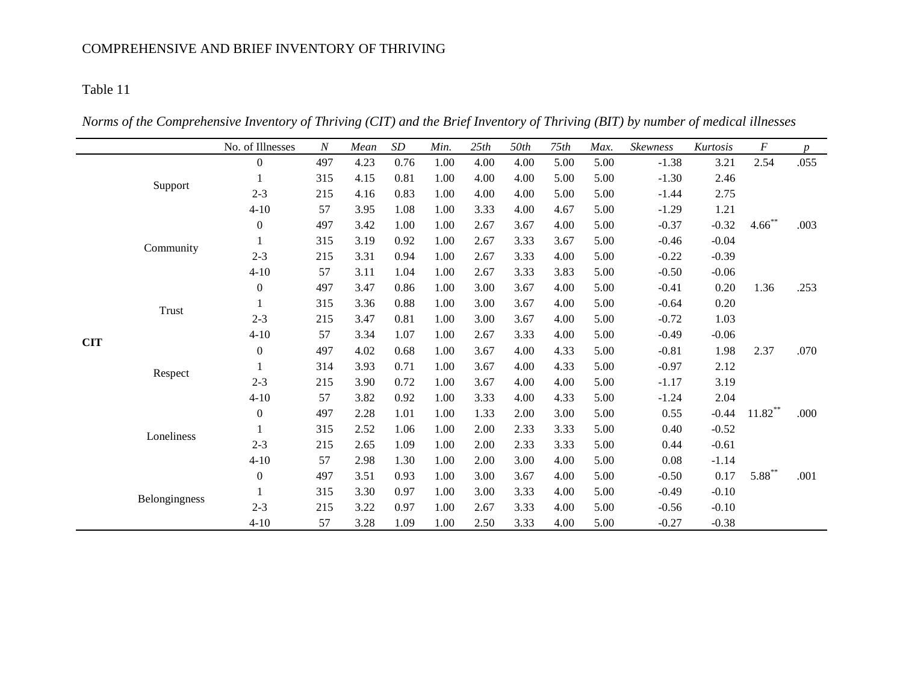Table 11

*Norms of the Comprehensive Inventory of Thriving (CIT) and the Brief Inventory of Thriving (BIT) by number of medical illnesses*

| | | No. of Illnesses | *N* | *Mean* | *SD* | *Min.* | *25th* | *50th* | *75th* | *Max.* | *Skewness* | *Kurtosis* | *F* | *p* |
|---|---|---|---|---|---|---|---|---|---|---|---|---|---|---|
| **CIT** | Support | 0 | 497 | 4.23 | 0.76 | 1.00 | 4.00 | 4.00 | 5.00 | 5.00 | -1.38 | 3.21 | 2.54 | .055 |
| | | 1 | 315 | 4.15 | 0.81 | 1.00 | 4.00 | 4.00 | 5.00 | 5.00 | -1.30 | 2.46 | | |
| | | 2-3 | 215 | 4.16 | 0.83 | 1.00 | 4.00 | 4.00 | 5.00 | 5.00 | -1.44 | 2.75 | | |
| | | 4-10 | 57 | 3.95 | 1.08 | 1.00 | 3.33 | 4.00 | 4.67 | 5.00 | -1.29 | 1.21 | | |
| | Community | 0 | 497 | 3.42 | 1.00 | 1.00 | 2.67 | 3.67 | 4.00 | 5.00 | -0.37 | -0.32 | 4.66** | .003 |
| | | 1 | 315 | 3.19 | 0.92 | 1.00 | 2.67 | 3.33 | 3.67 | 5.00 | -0.46 | -0.04 | | |
| | | 2-3 | 215 | 3.31 | 0.94 | 1.00 | 2.67 | 3.33 | 4.00 | 5.00 | -0.22 | -0.39 | | |
| | | 4-10 | 57 | 3.11 | 1.04 | 1.00 | 2.67 | 3.33 | 3.83 | 5.00 | -0.50 | -0.06 | | |
| | Trust | 0 | 497 | 3.47 | 0.86 | 1.00 | 3.00 | 3.67 | 4.00 | 5.00 | -0.41 | 0.20 | 1.36 | .253 |
| | | 1 | 315 | 3.36 | 0.88 | 1.00 | 3.00 | 3.67 | 4.00 | 5.00 | -0.64 | 0.20 | | |
| | | 2-3 | 215 | 3.47 | 0.81 | 1.00 | 3.00 | 3.67 | 4.00 | 5.00 | -0.72 | 1.03 | | |
| | | 4-10 | 57 | 3.34 | 1.07 | 1.00 | 2.67 | 3.33 | 4.00 | 5.00 | -0.49 | -0.06 | | |
| | Respect | 0 | 497 | 4.02 | 0.68 | 1.00 | 3.67 | 4.00 | 4.33 | 5.00 | -0.81 | 1.98 | 2.37 | .070 |
| | | 1 | 314 | 3.93 | 0.71 | 1.00 | 3.67 | 4.00 | 4.33 | 5.00 | -0.97 | 2.12 | | |
| | | 2-3 | 215 | 3.90 | 0.72 | 1.00 | 3.67 | 4.00 | 4.00 | 5.00 | -1.17 | 3.19 | | |
| | | 4-10 | 57 | 3.82 | 0.92 | 1.00 | 3.33 | 4.00 | 4.33 | 5.00 | -1.24 | 2.04 | | |
| | Loneliness | 0 | 497 | 2.28 | 1.01 | 1.00 | 1.33 | 2.00 | 3.00 | 5.00 | 0.55 | -0.44 | 11.82** | .000 |
| | | 1 | 315 | 2.52 | 1.06 | 1.00 | 2.00 | 2.33 | 3.33 | 5.00 | 0.40 | -0.52 | | |
| | | 2-3 | 215 | 2.65 | 1.09 | 1.00 | 2.00 | 2.33 | 3.33 | 5.00 | 0.44 | -0.61 | | |
| | | 4-10 | 57 | 2.98 | 1.30 | 1.00 | 2.00 | 3.00 | 4.00 | 5.00 | 0.08 | -1.14 | | |
| | Belongingness | 0 | 497 | 3.51 | 0.93 | 1.00 | 3.00 | 3.67 | 4.00 | 5.00 | -0.50 | 0.17 | 5.88** | .001 |
| | | 1 | 315 | 3.30 | 0.97 | 1.00 | 3.00 | 3.33 | 4.00 | 5.00 | -0.49 | -0.10 | | |
| | | 2-3 | 215 | 3.22 | 0.97 | 1.00 | 2.67 | 3.33 | 4.00 | 5.00 | -0.56 | -0.10 | | |
| | | 4-10 | 57 | 3.28 | 1.09 | 1.00 | 2.50 | 3.33 | 4.00 | 5.00 | -0.27 | -0.38 | | |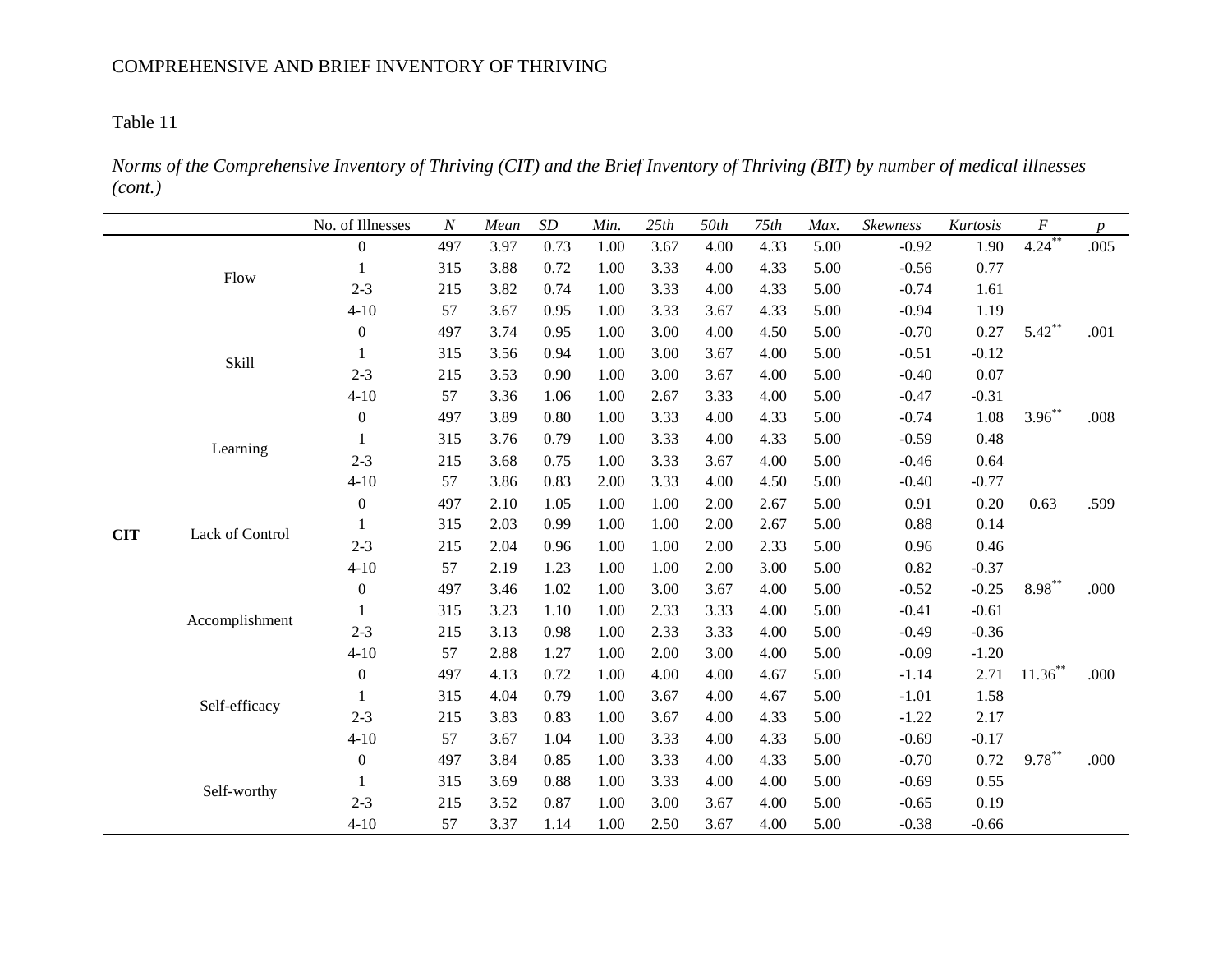Table 11

*Norms of the Comprehensive Inventory of Thriving (CIT) and the Brief Inventory of Thriving (BIT) by number of medical illnesses (cont.)*

| | | No. of Illnesses | *N* | *Mean* | *SD* | *Min.* | *25th* | *50th* | *75th* | *Max.* | *Skewness* | *Kurtosis* | *F* | *p* |
|---|---|---|---|---|---|---|---|---|---|---|---|---|---|---|
| **CIT** | Flow | 0 | 497 | 3.97 | 0.73 | 1.00 | 3.67 | 4.00 | 4.33 | 5.00 | -0.92 | 1.90 | 4.24** | .005 |
| | | 1 | 315 | 3.88 | 0.72 | 1.00 | 3.33 | 4.00 | 4.33 | 5.00 | -0.56 | 0.77 | | |
| | | 2-3 | 215 | 3.82 | 0.74 | 1.00 | 3.33 | 4.00 | 4.33 | 5.00 | -0.74 | 1.61 | | |
| | | 4-10 | 57 | 3.67 | 0.95 | 1.00 | 3.33 | 3.67 | 4.33 | 5.00 | -0.94 | 1.19 | | |
| | Skill | 0 | 497 | 3.74 | 0.95 | 1.00 | 3.00 | 4.00 | 4.50 | 5.00 | -0.70 | 0.27 | 5.42** | .001 |
| | | 1 | 315 | 3.56 | 0.94 | 1.00 | 3.00 | 3.67 | 4.00 | 5.00 | -0.51 | -0.12 | | |
| | | 2-3 | 215 | 3.53 | 0.90 | 1.00 | 3.00 | 3.67 | 4.00 | 5.00 | -0.40 | 0.07 | | |
| | | 4-10 | 57 | 3.36 | 1.06 | 1.00 | 2.67 | 3.33 | 4.00 | 5.00 | -0.47 | -0.31 | | |
| | Learning | 0 | 497 | 3.89 | 0.80 | 1.00 | 3.33 | 4.00 | 4.33 | 5.00 | -0.74 | 1.08 | 3.96** | .008 |
| | | 1 | 315 | 3.76 | 0.79 | 1.00 | 3.33 | 4.00 | 4.33 | 5.00 | -0.59 | 0.48 | | |
| | | 2-3 | 215 | 3.68 | 0.75 | 1.00 | 3.33 | 3.67 | 4.00 | 5.00 | -0.46 | 0.64 | | |
| | | 4-10 | 57 | 3.86 | 0.83 | 2.00 | 3.33 | 4.00 | 4.50 | 5.00 | -0.40 | -0.77 | | |
| | Lack of Control | 0 | 497 | 2.10 | 1.05 | 1.00 | 1.00 | 2.00 | 2.67 | 5.00 | 0.91 | 0.20 | 0.63 | .599 |
| | | 1 | 315 | 2.03 | 0.99 | 1.00 | 1.00 | 2.00 | 2.67 | 5.00 | 0.88 | 0.14 | | |
| | | 2-3 | 215 | 2.04 | 0.96 | 1.00 | 1.00 | 2.00 | 2.33 | 5.00 | 0.96 | 0.46 | | |
| | | 4-10 | 57 | 2.19 | 1.23 | 1.00 | 1.00 | 2.00 | 3.00 | 5.00 | 0.82 | -0.37 | | |
| | Accomplishment | 0 | 497 | 3.46 | 1.02 | 1.00 | 3.00 | 3.67 | 4.00 | 5.00 | -0.52 | -0.25 | 8.98** | .000 |
| | | 1 | 315 | 3.23 | 1.10 | 1.00 | 2.33 | 3.33 | 4.00 | 5.00 | -0.41 | -0.61 | | |
| | | 2-3 | 215 | 3.13 | 0.98 | 1.00 | 2.33 | 3.33 | 4.00 | 5.00 | -0.49 | -0.36 | | |
| | | 4-10 | 57 | 2.88 | 1.27 | 1.00 | 2.00 | 3.00 | 4.00 | 5.00 | -0.09 | -1.20 | | |
| | Self-efficacy | 0 | 497 | 4.13 | 0.72 | 1.00 | 4.00 | 4.00 | 4.67 | 5.00 | -1.14 | 2.71 | 11.36** | .000 |
| | | 1 | 315 | 4.04 | 0.79 | 1.00 | 3.67 | 4.00 | 4.67 | 5.00 | -1.01 | 1.58 | | |
| | | 2-3 | 215 | 3.83 | 0.83 | 1.00 | 3.67 | 4.00 | 4.33 | 5.00 | -1.22 | 2.17 | | |
| | | 4-10 | 57 | 3.67 | 1.04 | 1.00 | 3.33 | 4.00 | 4.33 | 5.00 | -0.69 | -0.17 | | |
| | Self-worthy | 0 | 497 | 3.84 | 0.85 | 1.00 | 3.33 | 4.00 | 4.33 | 5.00 | -0.70 | 0.72 | 9.78** | .000 |
| | | 1 | 315 | 3.69 | 0.88 | 1.00 | 3.33 | 4.00 | 4.00 | 5.00 | -0.69 | 0.55 | | |
| | | 2-3 | 215 | 3.52 | 0.87 | 1.00 | 3.00 | 3.67 | 4.00 | 5.00 | -0.65 | 0.19 | | |
| | | 4-10 | 57 | 3.37 | 1.14 | 1.00 | 2.50 | 3.67 | 4.00 | 5.00 | -0.38 | -0.66 | | |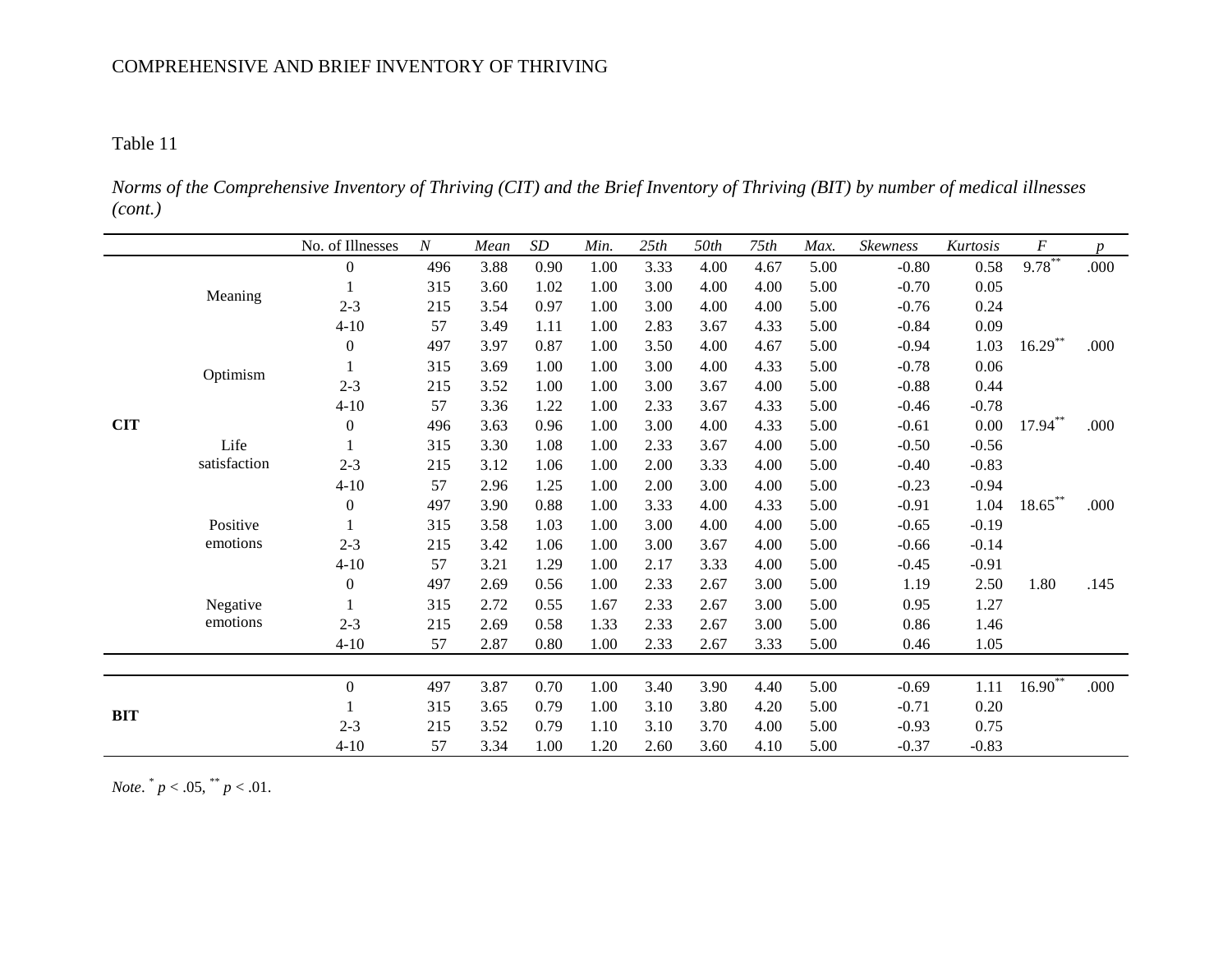Table 11

*Norms of the Comprehensive Inventory of Thriving (CIT) and the Brief Inventory of Thriving (BIT) by number of medical illnesses (cont.)*

| | | No. of Illnesses | *N* | *Mean* | *SD* | *Min.* | *25th* | *50th* | *75th* | *Max.* | *Skewness* | *Kurtosis* | *F* | *p* |
|---|---|---|---|---|---|---|---|---|---|---|---|---|---|---|
| **CIT** | Meaning | 0 | 496 | 3.88 | 0.90 | 1.00 | 3.33 | 4.00 | 4.67 | 5.00 | -0.80 | 0.58 | $9.78^{**}$ | .000 |
| | | 1 | 315 | 3.60 | 1.02 | 1.00 | 3.00 | 4.00 | 4.00 | 5.00 | -0.70 | 0.05 | | |
| | | 2-3 | 215 | 3.54 | 0.97 | 1.00 | 3.00 | 4.00 | 4.00 | 5.00 | -0.76 | 0.24 | | |
| | | 4-10 | 57 | 3.49 | 1.11 | 1.00 | 2.83 | 3.67 | 4.33 | 5.00 | -0.84 | 0.09 | | |
| | Optimism | 0 | 497 | 3.97 | 0.87 | 1.00 | 3.50 | 4.00 | 4.67 | 5.00 | -0.94 | 1.03 | $16.29^{**}$ | .000 |
| | | 1 | 315 | 3.69 | 1.00 | 1.00 | 3.00 | 4.00 | 4.33 | 5.00 | -0.78 | 0.06 | | |
| | | 2-3 | 215 | 3.52 | 1.00 | 1.00 | 3.00 | 3.67 | 4.00 | 5.00 | -0.88 | 0.44 | | |
| | | 4-10 | 57 | 3.36 | 1.22 | 1.00 | 2.33 | 3.67 | 4.33 | 5.00 | -0.46 | -0.78 | | |
| | Life satisfaction | 0 | 496 | 3.63 | 0.96 | 1.00 | 3.00 | 4.00 | 4.33 | 5.00 | -0.61 | 0.00 | $17.94^{**}$ | .000 |
| | | 1 | 315 | 3.30 | 1.08 | 1.00 | 2.33 | 3.67 | 4.00 | 5.00 | -0.50 | -0.56 | | |
| | | 2-3 | 215 | 3.12 | 1.06 | 1.00 | 2.00 | 3.33 | 4.00 | 5.00 | -0.40 | -0.83 | | |
| | | 4-10 | 57 | 2.96 | 1.25 | 1.00 | 2.00 | 3.00 | 4.00 | 5.00 | -0.23 | -0.94 | | |
| | Positive emotions | 0 | 497 | 3.90 | 0.88 | 1.00 | 3.33 | 4.00 | 4.33 | 5.00 | -0.91 | 1.04 | $18.65^{**}$ | .000 |
| | | 1 | 315 | 3.58 | 1.03 | 1.00 | 3.00 | 4.00 | 4.00 | 5.00 | -0.65 | -0.19 | | |
| | | 2-3 | 215 | 3.42 | 1.06 | 1.00 | 3.00 | 3.67 | 4.00 | 5.00 | -0.66 | -0.14 | | |
| | | 4-10 | 57 | 3.21 | 1.29 | 1.00 | 2.17 | 3.33 | 4.00 | 5.00 | -0.45 | -0.91 | | |
| | Negative emotions | 0 | 497 | 2.69 | 0.56 | 1.00 | 2.33 | 2.67 | 3.00 | 5.00 | 1.19 | 2.50 | 1.80 | .145 |
| | | 1 | 315 | 2.72 | 0.55 | 1.67 | 2.33 | 2.67 | 3.00 | 5.00 | 0.95 | 1.27 | | |
| | | 2-3 | 215 | 2.69 | 0.58 | 1.33 | 2.33 | 2.67 | 3.00 | 5.00 | 0.86 | 1.46 | | |
| | | 4-10 | 57 | 2.87 | 0.80 | 1.00 | 2.33 | 2.67 | 3.33 | 5.00 | 0.46 | 1.05 | | |
| **BIT** | | 0 | 497 | 3.87 | 0.70 | 1.00 | 3.40 | 3.90 | 4.40 | 5.00 | -0.69 | 1.11 | $16.90^{**}$ | .000 |
| | | 1 | 315 | 3.65 | 0.79 | 1.00 | 3.10 | 3.80 | 4.20 | 5.00 | -0.71 | 0.20 | | |
| | | 2-3 | 215 | 3.52 | 0.79 | 1.10 | 3.10 | 3.70 | 4.00 | 5.00 | -0.93 | 0.75 | | |
| | | 4-10 | 57 | 3.34 | 1.00 | 1.20 | 2.60 | 3.60 | 4.10 | 5.00 | -0.37 | -0.83 | | |

*Note*. $^{*}$ $p < .05$, $^{**}$ $p < .01$.